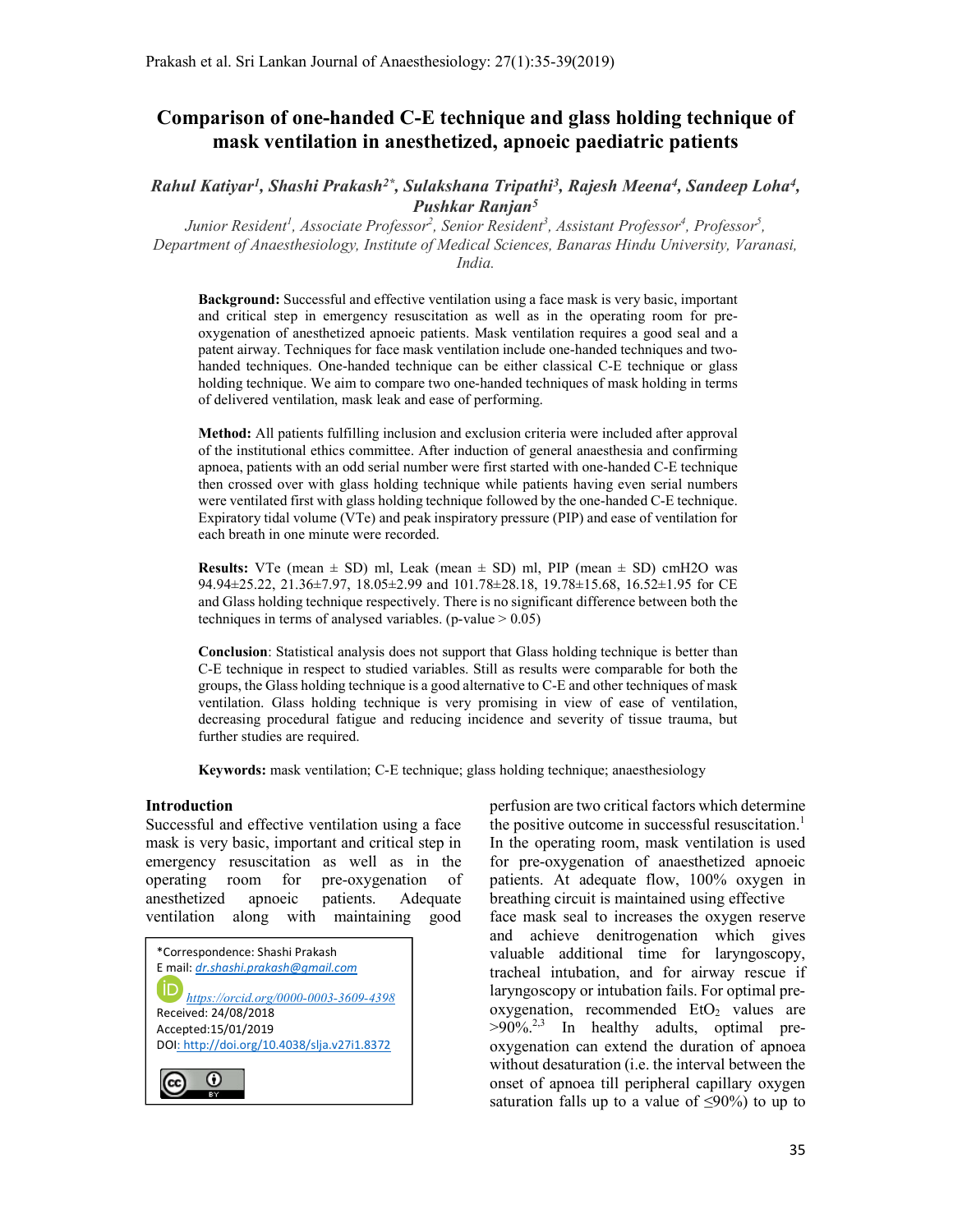# Comparison of one-handed C-E technique and glass holding technique of mask ventilation in anesthetized, apnoeic paediatric patients

***Rahul Katiyar[1], Shashi Prakash[2*], Sulakshana Tripathi[3], Rajesh Meena[4], Sandeep Loha[4], Pushkar Ranjan[5]***

*Junior Resident[1], Associate Professor[2], Senior Resident[3], Assistant Professor[4], Professor[5], Department of Anaesthesiology, Institute of Medical Sciences, Banaras Hindu University, Varanasi, India.*

**Background:** Successful and effective ventilation using a face mask is very basic, important and critical step in emergency resuscitation as well as in the operating room for pre-oxygenation of anesthetized apnoeic patients. Mask ventilation requires a good seal and a patent airway. Techniques for face mask ventilation include one-handed techniques and two-handed techniques. One-handed technique can be either classical C-E technique or glass holding technique. We aim to compare two one-handed techniques of mask holding in terms of delivered ventilation, mask leak and ease of performing.

**Method:** All patients fulfilling inclusion and exclusion criteria were included after approval of the institutional ethics committee. After induction of general anaesthesia and confirming apnoea, patients with an odd serial number were first started with one-handed C-E technique then crossed over with glass holding technique while patients having even serial numbers were ventilated first with glass holding technique followed by the one-handed C-E technique. Expiratory tidal volume (VTe) and peak inspiratory pressure (PIP) and ease of ventilation for each breath in one minute were recorded.

**Results:** VTe (mean ± SD) ml, Leak (mean ± SD) ml, PIP (mean ± SD) cmH2O was 94.94±25.22, 21.36±7.97, 18.05±2.99 and 101.78±28.18, 19.78±15.68, 16.52±1.95 for CE and Glass holding technique respectively. There is no significant difference between both the techniques in terms of analysed variables. (p-value > 0.05)

**Conclusion**: Statistical analysis does not support that Glass holding technique is better than C-E technique in respect to studied variables. Still as results were comparable for both the groups, the Glass holding technique is a good alternative to C-E and other techniques of mask ventilation. Glass holding technique is very promising in view of ease of ventilation, decreasing procedural fatigue and reducing incidence and severity of tissue trauma, but further studies are required.

**Keywords:** mask ventilation; C-E technique; glass holding technique; anaesthesiology

## Introduction

Successful and effective ventilation using a face mask is very basic, important and critical step in emergency resuscitation as well as in the operating room for pre-oxygenation of anesthetized apnoeic patients. Adequate ventilation along with maintaining good perfusion are two critical factors which determine the positive outcome in successful resuscitation.[1] In the operating room, mask ventilation is used for pre-oxygenation of anaesthetized apnoeic patients. At adequate flow, 100% oxygen in breathing circuit is maintained using effective face mask seal to increases the oxygen reserve and achieve denitrogenation which gives valuable additional time for laryngoscopy, tracheal intubation, and for airway rescue if laryngoscopy or intubation fails. For optimal pre-oxygenation, recommended $EtO_2$ values are >90%.[2,3] In healthy adults, optimal pre-oxygenation can extend the duration of apnoea without desaturation (i.e. the interval between the onset of apnoea till peripheral capillary oxygen saturation falls up to a value of ≤90%) to up to

*Correspondence: Shashi Prakash
E mail: dr.shashi.prakash@gmail.com
https://orcid.org/0000-0003-3609-4398
Received: 24/08/2018
Accepted:15/01/2019
DOI: http://doi.org/10.4038/slja.v27i1.8372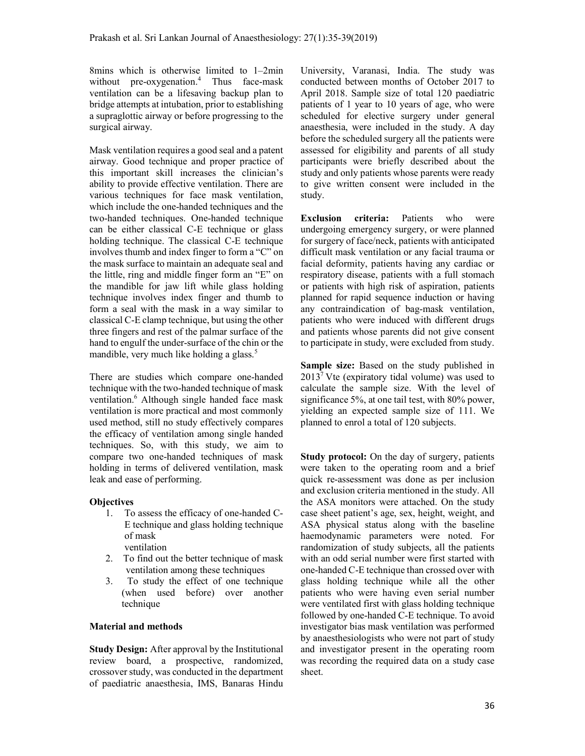8mins which is otherwise limited to 1–2min without pre-oxygenation.[4] Thus face-mask ventilation can be a lifesaving backup plan to bridge attempts at intubation, prior to establishing a supraglottic airway or before progressing to the surgical airway.

Mask ventilation requires a good seal and a patent airway. Good technique and proper practice of this important skill increases the clinician's ability to provide effective ventilation. There are various techniques for face mask ventilation, which include the one-handed techniques and the two-handed techniques. One-handed technique can be either classical C-E technique or glass holding technique. The classical C-E technique involves thumb and index finger to form a "C" on the mask surface to maintain an adequate seal and the little, ring and middle finger form an "E" on the mandible for jaw lift while glass holding technique involves index finger and thumb to form a seal with the mask in a way similar to classical C-E clamp technique, but using the other three fingers and rest of the palmar surface of the hand to engulf the under-surface of the chin or the mandible, very much like holding a glass.[5]

There are studies which compare one-handed technique with the two-handed technique of mask ventilation.[6] Although single handed face mask ventilation is more practical and most commonly used method, still no study effectively compares the efficacy of ventilation among single handed techniques. So, with this study, we aim to compare two one-handed techniques of mask holding in terms of delivered ventilation, mask leak and ease of performing.

### Objectives

1. To assess the efficacy of one-handed C-E technique and glass holding technique of mask ventilation
2. To find out the better technique of mask ventilation among these techniques
3. To study the effect of one technique (when used before) over another technique

### Material and methods

**Study Design:** After approval by the Institutional review board, a prospective, randomized, crossover study, was conducted in the department of paediatric anaesthesia, IMS, Banaras Hindu University, Varanasi, India. The study was conducted between months of October 2017 to April 2018. Sample size of total 120 paediatric patients of 1 year to 10 years of age, who were scheduled for elective surgery under general anaesthesia, were included in the study. A day before the scheduled surgery all the patients were assessed for eligibility and parents of all study participants were briefly described about the study and only patients whose parents were ready to give written consent were included in the study.

**Exclusion criteria:** Patients who were undergoing emergency surgery, or were planned for surgery of face/neck, patients with anticipated difficult mask ventilation or any facial trauma or facial deformity, patients having any cardiac or respiratory disease, patients with a full stomach or patients with high risk of aspiration, patients planned for rapid sequence induction or having any contraindication of bag-mask ventilation, patients who were induced with different drugs and patients whose parents did not give consent to participate in study, were excluded from study.

**Sample size:** Based on the study published in 2013[7] Vte (expiratory tidal volume) was used to calculate the sample size. With the level of significance 5%, at one tail test, with 80% power, yielding an expected sample size of 111. We planned to enrol a total of 120 subjects.

**Study protocol:** On the day of surgery, patients were taken to the operating room and a brief quick re-assessment was done as per inclusion and exclusion criteria mentioned in the study. All the ASA monitors were attached. On the study case sheet patient's age, sex, height, weight, and ASA physical status along with the baseline haemodynamic parameters were noted. For randomization of study subjects, all the patients with an odd serial number were first started with one-handed C-E technique than crossed over with glass holding technique while all the other patients who were having even serial number were ventilated first with glass holding technique followed by one-handed C-E technique. To avoid investigator bias mask ventilation was performed by anaesthesiologists who were not part of study and investigator present in the operating room was recording the required data on a study case sheet.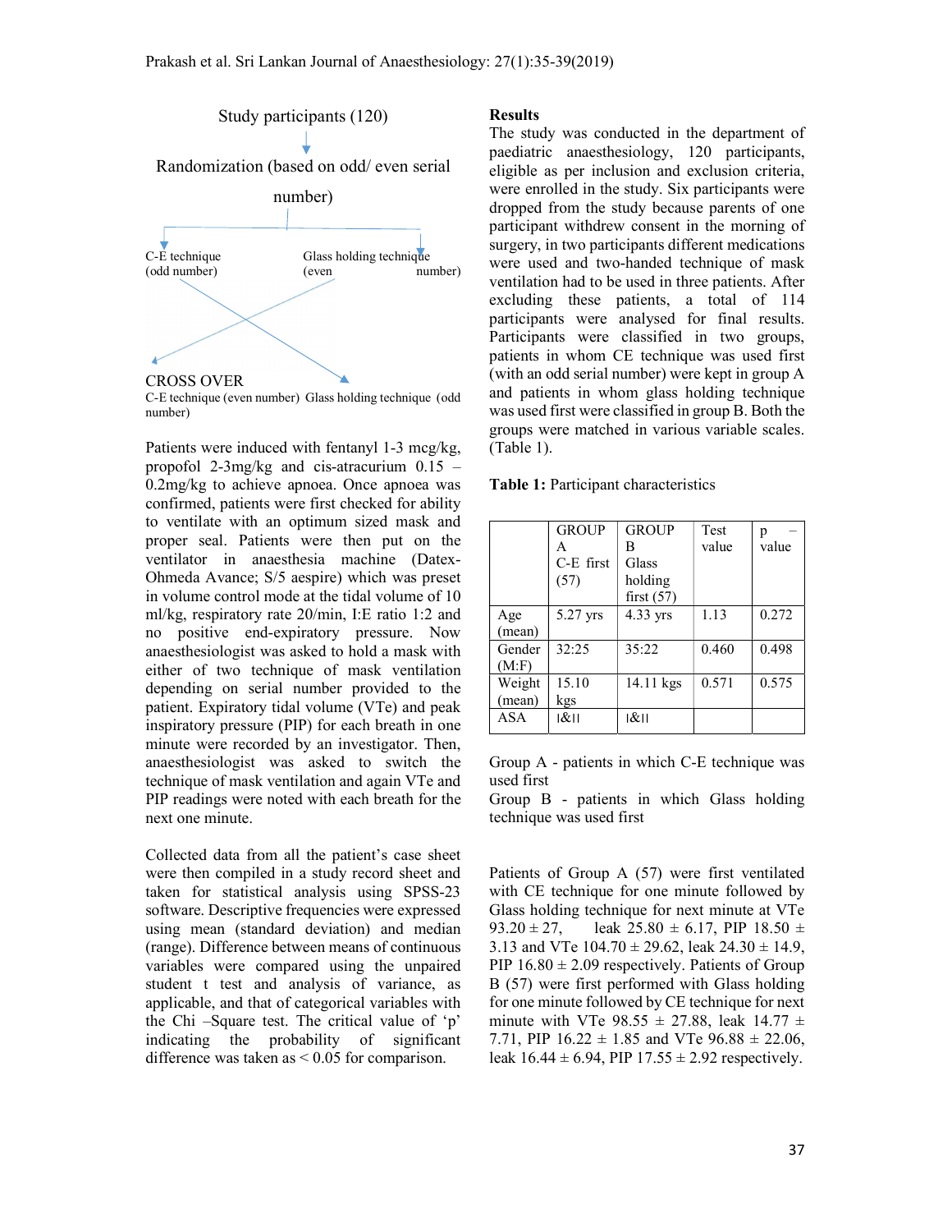Study participants (120)

Randomization (based on odd/ even serial number)

C-E technique (odd number)

Glass holding technique (even number)

CROSS OVER

C-E technique (even number) Glass holding technique (odd number)

Patients were induced with fentanyl 1-3 mcg/kg, propofol 2-3mg/kg and cis-atracurium 0.15 – 0.2mg/kg to achieve apnoea. Once apnoea was confirmed, patients were first checked for ability to ventilate with an optimum sized mask and proper seal. Patients were then put on the ventilator in anaesthesia machine (Datex-Ohmeda Avance; S/5 aespire) which was preset in volume control mode at the tidal volume of 10 ml/kg, respiratory rate 20/min, I:E ratio 1:2 and no positive end-expiratory pressure. Now anaesthesiologist was asked to hold a mask with either of two technique of mask ventilation depending on serial number provided to the patient. Expiratory tidal volume (VTe) and peak inspiratory pressure (PIP) for each breath in one minute were recorded by an investigator. Then, anaesthesiologist was asked to switch the technique of mask ventilation and again VTe and PIP readings were noted with each breath for the next one minute.

Collected data from all the patient's case sheet were then compiled in a study record sheet and taken for statistical analysis using SPSS-23 software. Descriptive frequencies were expressed using mean (standard deviation) and median (range). Difference between means of continuous variables were compared using the unpaired student t test and analysis of variance, as applicable, and that of categorical variables with the Chi –Square test. The critical value of 'p' indicating the probability of significant difference was taken as < 0.05 for comparison.

## Results

The study was conducted in the department of paediatric anaesthesiology, 120 participants, eligible as per inclusion and exclusion criteria, were enrolled in the study. Six participants were dropped from the study because parents of one participant withdrew consent in the morning of surgery, in two participants different medications were used and two-handed technique of mask ventilation had to be used in three patients. After excluding these patients, a total of 114 participants were analysed for final results. Participants were classified in two groups, patients in whom CE technique was used first (with an odd serial number) were kept in group A and patients in whom glass holding technique was used first were classified in group B. Both the groups were matched in various variable scales. (Table 1).

**Table 1:** Participant characteristics

| | GROUP A C-E first (57) | GROUP B Glass holding first (57) | Test value | p – value |
|---|---|---|---|---|
| Age (mean) | 5.27 yrs | 4.33 yrs | 1.13 | 0.272 |
| Gender (M:F) | 32:25 | 35:22 | 0.460 | 0.498 |
| Weight (mean) | 15.10 kgs | 14.11 kgs | 0.571 | 0.575 |
| ASA | I&II | I&II | | |

Group A - patients in which C-E technique was used first

Group B - patients in which Glass holding technique was used first

Patients of Group A (57) were first ventilated with CE technique for one minute followed by Glass holding technique for next minute at VTe 93.20 ± 27, leak 25.80 ± 6.17, PIP 18.50 ± 3.13 and VTe 104.70 ± 29.62, leak 24.30 ± 14.9, PIP 16.80 ± 2.09 respectively. Patients of Group B (57) were first performed with Glass holding for one minute followed by CE technique for next minute with VTe 98.55 ± 27.88, leak 14.77 ± 7.71, PIP 16.22 ± 1.85 and VTe 96.88 ± 22.06, leak 16.44 ± 6.94, PIP 17.55 ± 2.92 respectively.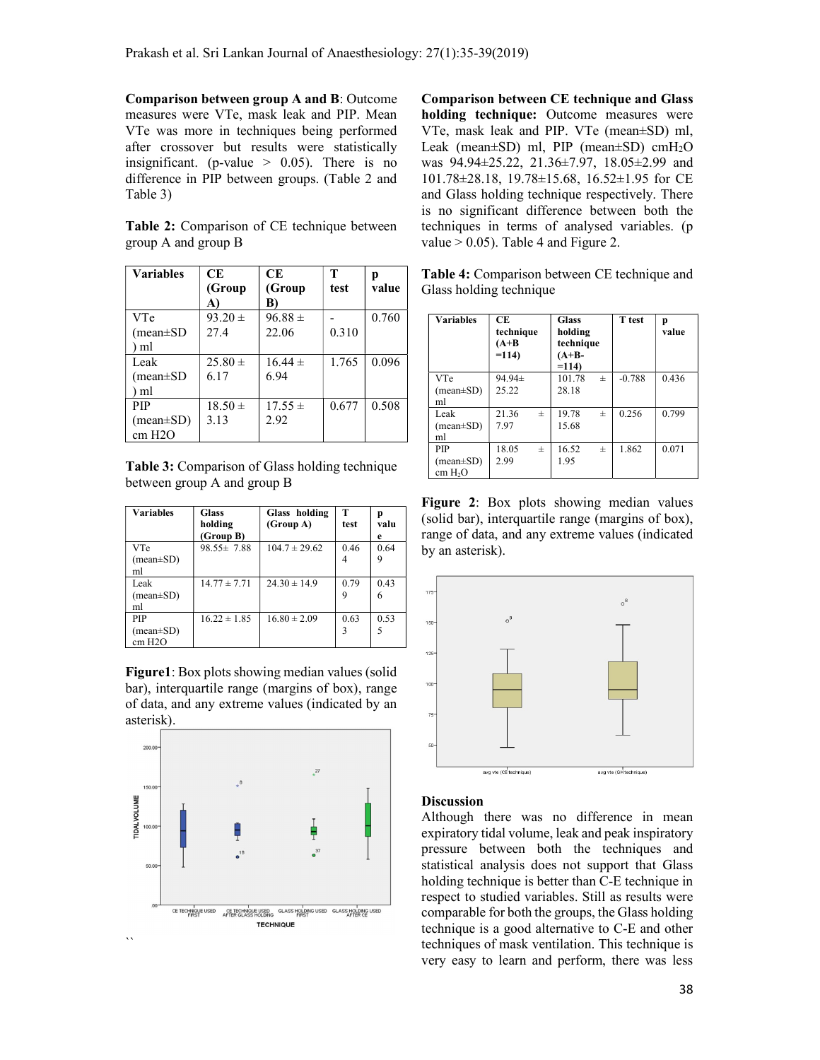**Comparison between group A and B**: Outcome measures were VTe, mask leak and PIP. Mean VTe was more in techniques being performed after crossover but results were statistically insignificant. (p-value > 0.05). There is no difference in PIP between groups. (Table 2 and Table 3)

**Table 2:** Comparison of CE technique between group A and group B

| Variables | CE (Group A) | CE (Group B) | T test | p value |
|---|---|---|---|---|
| VTe (mean±SD) ml | 93.20 ± 27.4 | 96.88 ± 22.06 | -0.310 | 0.760 |
| Leak (mean±SD) ml | 25.80 ± 6.17 | 16.44 ± 6.94 | 1.765 | 0.096 |
| PIP (mean±SD) cm H2O | 18.50 ± 3.13 | 17.55 ± 2.92 | 0.677 | 0.508 |

**Table 3:** Comparison of Glass holding technique between group A and group B

| Variables | Glass holding (Group B) | Glass holding (Group A) | T test | p value |
|---|---|---|---|---|
| VTe (mean±SD) ml | 98.55± 7.88 | 104.7 ± 29.62 | 0.464 | 0.649 |
| Leak (mean±SD) ml | 14.77 ± 7.71 | 24.30 ± 14.9 | 0.799 | 0.436 |
| PIP (mean±SD) cm H2O | 16.22 ± 1.85 | 16.80 ± 2.09 | 0.633 | 0.535 |

**Figure1**: Box plots showing median values (solid bar), interquartile range (margins of box), range of data, and any extreme values (indicated by an asterisk).

**Comparison between CE technique and Glass holding technique:** Outcome measures were VTe, mask leak and PIP. VTe (mean±SD) ml, Leak (mean±SD) ml, PIP (mean±SD) cm$H_2O$ was 94.94±25.22, 21.36±7.97, 18.05±2.99 and 101.78±28.18, 19.78±15.68, 16.52±1.95 for CE and Glass holding technique respectively. There is no significant difference between both the techniques in terms of analysed variables. (p value > 0.05). Table 4 and Figure 2.

**Table 4:** Comparison between CE technique and Glass holding technique

| Variables | CE technique (A+B =114) | Glass holding technique (A+B-=114) | T test | p value |
|---|---|---|---|---|
| VTe (mean±SD) ml | 94.94± 25.22 | 101.78 ± 28.18 | -0.788 | 0.436 |
| Leak (mean±SD) ml | 21.36 ± 7.97 | 19.78 ± 15.68 | 0.256 | 0.799 |
| PIP (mean±SD) cm $H_2O$ | 18.05 ± 2.99 | 16.52 ± 1.95 | 1.862 | 0.071 |

**Figure 2**: Box plots showing median values (solid bar), interquartile range (margins of box), range of data, and any extreme values (indicated by an asterisk).

## Discussion

Although there was no difference in mean expiratory tidal volume, leak and peak inspiratory pressure between both the techniques and statistical analysis does not support that Glass holding technique is better than C-E technique in respect to studied variables. Still as results were comparable for both the groups, the Glass holding technique is a good alternative to C-E and other techniques of mask ventilation. This technique is very easy to learn and perform, there was less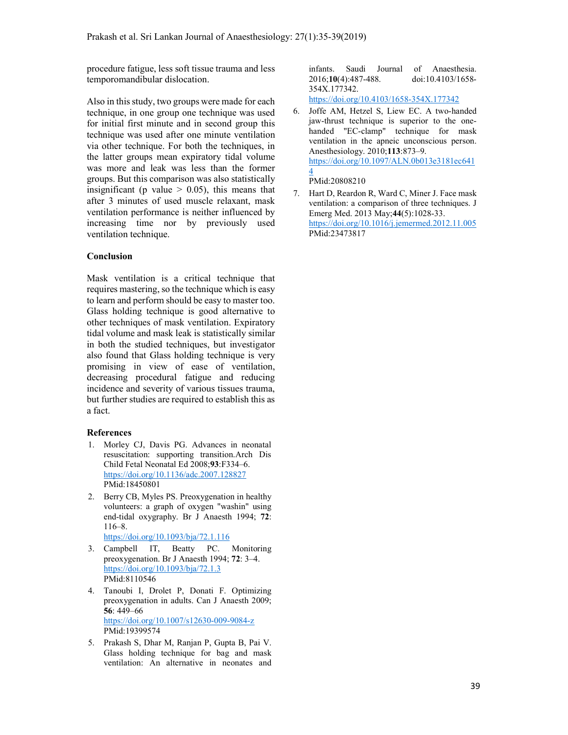procedure fatigue, less soft tissue trauma and less temporomandibular dislocation.

Also in this study, two groups were made for each technique, in one group one technique was used for initial first minute and in second group this technique was used after one minute ventilation via other technique. For both the techniques, in the latter groups mean expiratory tidal volume was more and leak was less than the former groups. But this comparison was also statistically insignificant (p value > 0.05), this means that after 3 minutes of used muscle relaxant, mask ventilation performance is neither influenced by increasing time nor by previously used ventilation technique.

## Conclusion

Mask ventilation is a critical technique that requires mastering, so the technique which is easy to learn and perform should be easy to master too. Glass holding technique is good alternative to other techniques of mask ventilation. Expiratory tidal volume and mask leak is statistically similar in both the studied techniques, but investigator also found that Glass holding technique is very promising in view of ease of ventilation, decreasing procedural fatigue and reducing incidence and severity of various tissues trauma, but further studies are required to establish this as a fact.

## References

1. Morley CJ, Davis PG. Advances in neonatal resuscitation: supporting transition.Arch Dis Child Fetal Neonatal Ed 2008;**93**:F334–6. https://doi.org/10.1136/adc.2007.128827 PMid:18450801
2. Berry CB, Myles PS. Preoxygenation in healthy volunteers: a graph of oxygen "washin" using end-tidal oxygraphy. Br J Anaesth 1994; **72**: 116–8. https://doi.org/10.1093/bja/72.1.116
3. Campbell IT, Beatty PC. Monitoring preoxygenation. Br J Anaesth 1994; **72**: 3–4. https://doi.org/10.1093/bja/72.1.3 PMid:8110546
4. Tanoubi I, Drolet P, Donati F. Optimizing preoxygenation in adults. Can J Anaesth 2009; **56**: 449–66 https://doi.org/10.1007/s12630-009-9084-z PMid:19399574
5. Prakash S, Dhar M, Ranjan P, Gupta B, Pai V. Glass holding technique for bag and mask ventilation: An alternative in neonates and infants. Saudi Journal of Anaesthesia. 2016;**10**(4):487-488. doi:10.4103/1658-354X.177342. https://doi.org/10.4103/1658-354X.177342
6. Joffe AM, Hetzel S, Liew EC. A two-handed jaw-thrust technique is superior to the one-handed "EC-clamp" technique for mask ventilation in the apneic unconscious person. Anesthesiology. 2010;**113**:873–9. https://doi.org/10.1097/ALN.0b013e3181ec6414 PMid:20808210
7. Hart D, Reardon R, Ward C, Miner J. Face mask ventilation: a comparison of three techniques. J Emerg Med. 2013 May;**44**(5):1028-33. https://doi.org/10.1016/j.jemermed.2012.11.005 PMid:23473817